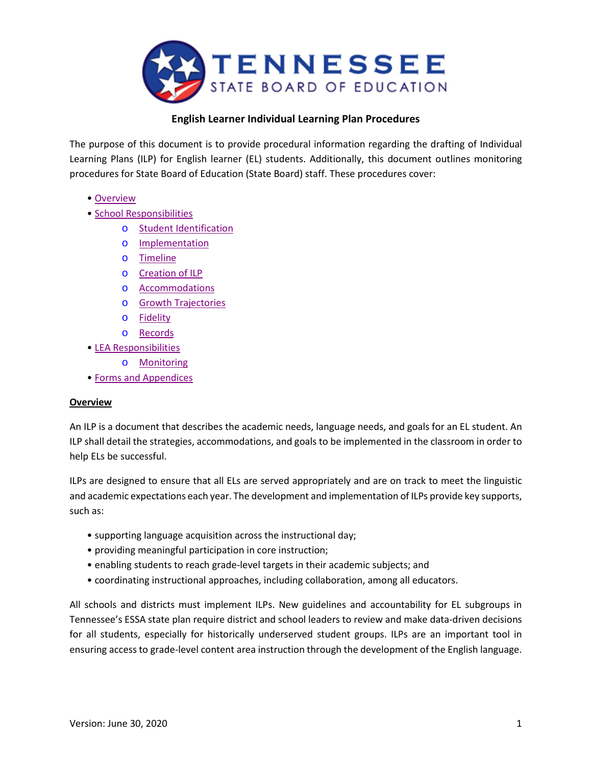TENNESSEE STATE BOARD OF EDUCATION

# English Learner Individual Learning Plan Procedures

The purpose of this document is to provide procedural information regarding the drafting of Individual Learning Plans (ILP) for English learner (EL) students. Additionally, this document outlines monitoring procedures for State Board of Education (State Board) staff. These procedures cover:

- Overview
- School Responsibilities
    - Student Identification
    - Implementation
    - Timeline
    - Creation of ILP
    - Accommodations
    - Growth Trajectories
    - Fidelity
    - Records
- LEA Responsibilities
    - Monitoring
- Forms and Appendices

## Overview

An ILP is a document that describes the academic needs, language needs, and goals for an EL student. An ILP shall detail the strategies, accommodations, and goals to be implemented in the classroom in order to help ELs be successful.

ILPs are designed to ensure that all ELs are served appropriately and are on track to meet the linguistic and academic expectations each year. The development and implementation of ILPs provide key supports, such as:

- supporting language acquisition across the instructional day;
- providing meaningful participation in core instruction;
- enabling students to reach grade-level targets in their academic subjects; and
- coordinating instructional approaches, including collaboration, among all educators.

All schools and districts must implement ILPs. New guidelines and accountability for EL subgroups in Tennessee's ESSA state plan require district and school leaders to review and make data-driven decisions for all students, especially for historically underserved student groups. ILPs are an important tool in ensuring access to grade-level content area instruction through the development of the English language.

Version: June 30, 2020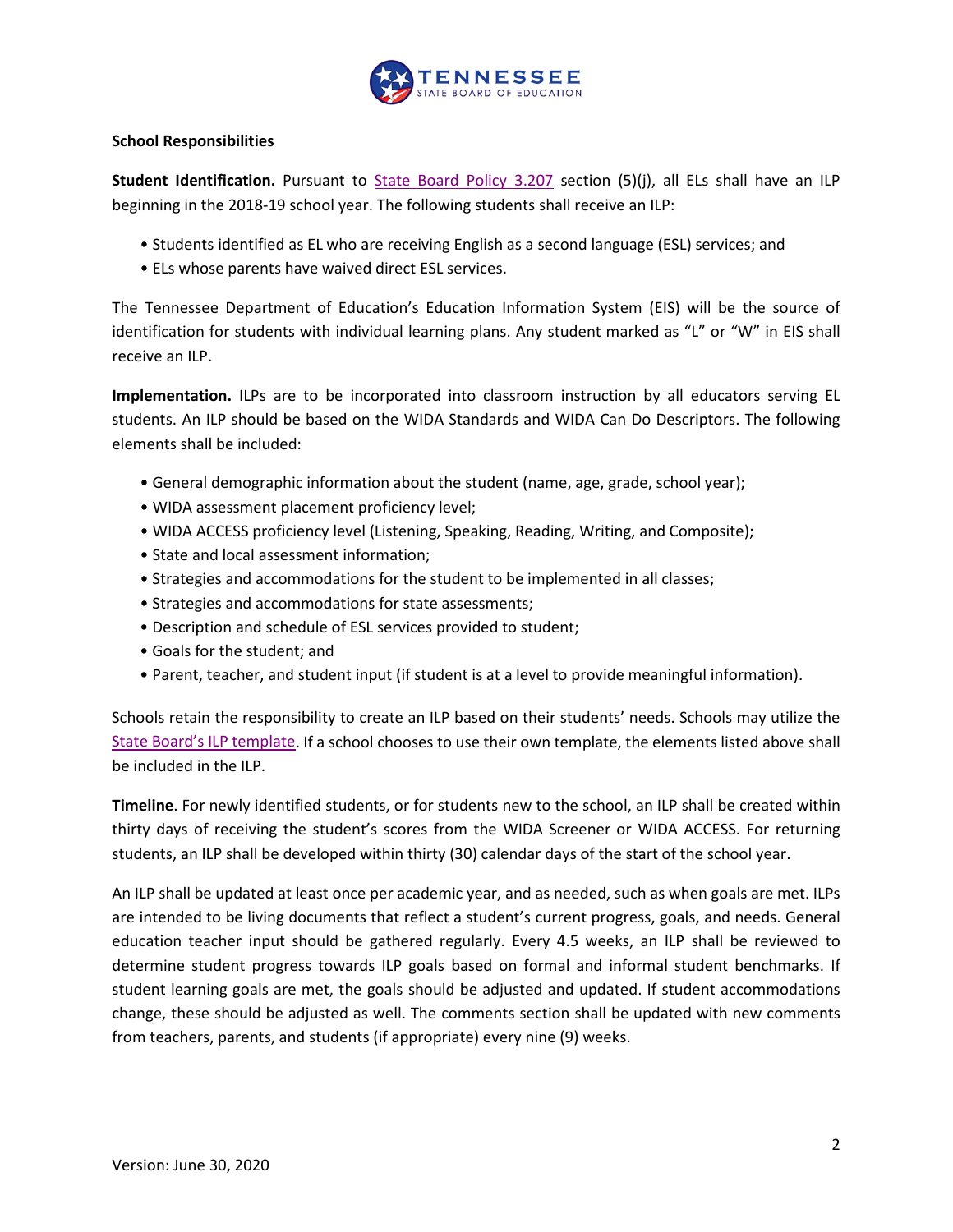## School Responsibilities

**Student Identification.** Pursuant to State Board Policy 3.207 section (5)(j), all ELs shall have an ILP beginning in the 2018-19 school year. The following students shall receive an ILP:

- Students identified as EL who are receiving English as a second language (ESL) services; and
- ELs whose parents have waived direct ESL services.

The Tennessee Department of Education's Education Information System (EIS) will be the source of identification for students with individual learning plans. Any student marked as "L" or "W" in EIS shall receive an ILP.

**Implementation.** ILPs are to be incorporated into classroom instruction by all educators serving EL students. An ILP should be based on the WIDA Standards and WIDA Can Do Descriptors. The following elements shall be included:

- General demographic information about the student (name, age, grade, school year);
- WIDA assessment placement proficiency level;
- WIDA ACCESS proficiency level (Listening, Speaking, Reading, Writing, and Composite);
- State and local assessment information;
- Strategies and accommodations for the student to be implemented in all classes;
- Strategies and accommodations for state assessments;
- Description and schedule of ESL services provided to student;
- Goals for the student; and
- Parent, teacher, and student input (if student is at a level to provide meaningful information).

Schools retain the responsibility to create an ILP based on their students' needs. Schools may utilize the State Board's ILP template. If a school chooses to use their own template, the elements listed above shall be included in the ILP.

**Timeline**. For newly identified students, or for students new to the school, an ILP shall be created within thirty days of receiving the student's scores from the WIDA Screener or WIDA ACCESS. For returning students, an ILP shall be developed within thirty (30) calendar days of the start of the school year.

An ILP shall be updated at least once per academic year, and as needed, such as when goals are met. ILPs are intended to be living documents that reflect a student's current progress, goals, and needs. General education teacher input should be gathered regularly. Every 4.5 weeks, an ILP shall be reviewed to determine student progress towards ILP goals based on formal and informal student benchmarks. If student learning goals are met, the goals should be adjusted and updated. If student accommodations change, these should be adjusted as well. The comments section shall be updated with new comments from teachers, parents, and students (if appropriate) every nine (9) weeks.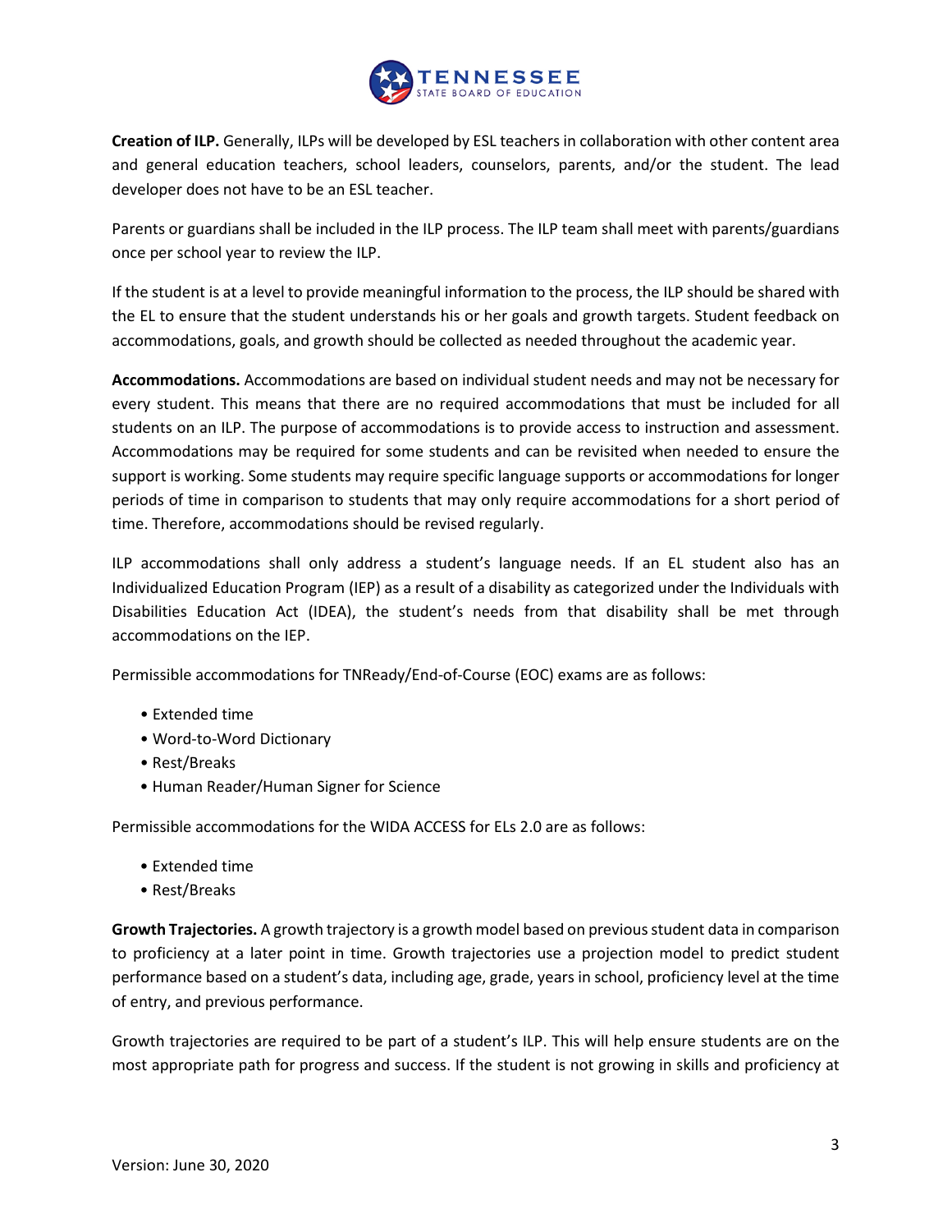**Creation of ILP.** Generally, ILPs will be developed by ESL teachers in collaboration with other content area and general education teachers, school leaders, counselors, parents, and/or the student. The lead developer does not have to be an ESL teacher.

Parents or guardians shall be included in the ILP process. The ILP team shall meet with parents/guardians once per school year to review the ILP.

If the student is at a level to provide meaningful information to the process, the ILP should be shared with the EL to ensure that the student understands his or her goals and growth targets. Student feedback on accommodations, goals, and growth should be collected as needed throughout the academic year.

**Accommodations.** Accommodations are based on individual student needs and may not be necessary for every student. This means that there are no required accommodations that must be included for all students on an ILP. The purpose of accommodations is to provide access to instruction and assessment. Accommodations may be required for some students and can be revisited when needed to ensure the support is working. Some students may require specific language supports or accommodations for longer periods of time in comparison to students that may only require accommodations for a short period of time. Therefore, accommodations should be revised regularly.

ILP accommodations shall only address a student's language needs. If an EL student also has an Individualized Education Program (IEP) as a result of a disability as categorized under the Individuals with Disabilities Education Act (IDEA), the student's needs from that disability shall be met through accommodations on the IEP.

Permissible accommodations for TNReady/End-of-Course (EOC) exams are as follows:

- Extended time
- Word-to-Word Dictionary
- Rest/Breaks
- Human Reader/Human Signer for Science

Permissible accommodations for the WIDA ACCESS for ELs 2.0 are as follows:

- Extended time
- Rest/Breaks

**Growth Trajectories.** A growth trajectory is a growth model based on previous student data in comparison to proficiency at a later point in time. Growth trajectories use a projection model to predict student performance based on a student's data, including age, grade, years in school, proficiency level at the time of entry, and previous performance.

Growth trajectories are required to be part of a student's ILP. This will help ensure students are on the most appropriate path for progress and success. If the student is not growing in skills and proficiency at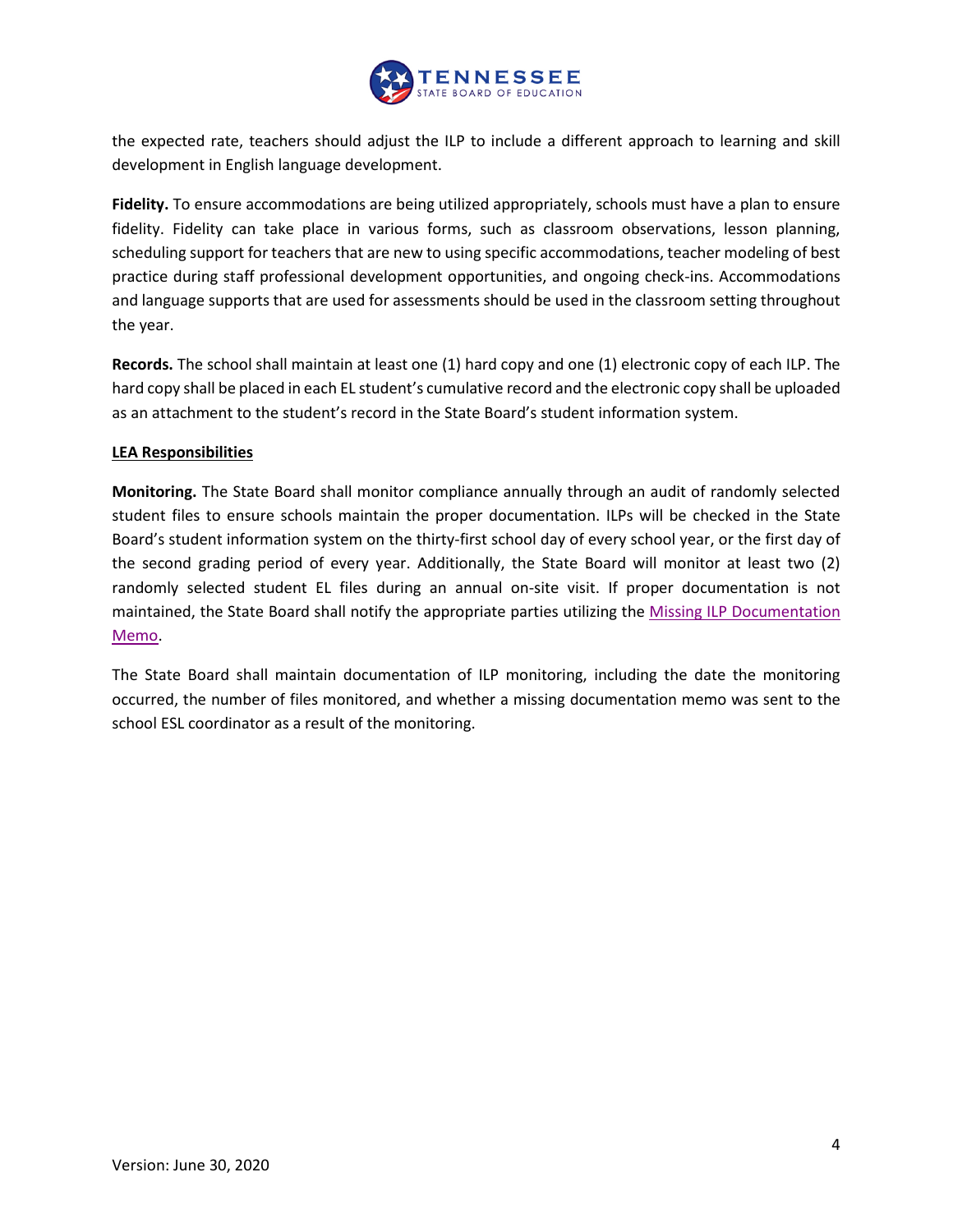the expected rate, teachers should adjust the ILP to include a different approach to learning and skill development in English language development.

**Fidelity.** To ensure accommodations are being utilized appropriately, schools must have a plan to ensure fidelity. Fidelity can take place in various forms, such as classroom observations, lesson planning, scheduling support for teachers that are new to using specific accommodations, teacher modeling of best practice during staff professional development opportunities, and ongoing check-ins. Accommodations and language supports that are used for assessments should be used in the classroom setting throughout the year.

**Records.** The school shall maintain at least one (1) hard copy and one (1) electronic copy of each ILP. The hard copy shall be placed in each EL student's cumulative record and the electronic copy shall be uploaded as an attachment to the student's record in the State Board's student information system.

**LEA Responsibilities**

**Monitoring.** The State Board shall monitor compliance annually through an audit of randomly selected student files to ensure schools maintain the proper documentation. ILPs will be checked in the State Board's student information system on the thirty-first school day of every school year, or the first day of the second grading period of every year. Additionally, the State Board will monitor at least two (2) randomly selected student EL files during an annual on-site visit. If proper documentation is not maintained, the State Board shall notify the appropriate parties utilizing the Missing ILP Documentation Memo.

The State Board shall maintain documentation of ILP monitoring, including the date the monitoring occurred, the number of files monitored, and whether a missing documentation memo was sent to the school ESL coordinator as a result of the monitoring.

Version: June 30, 2020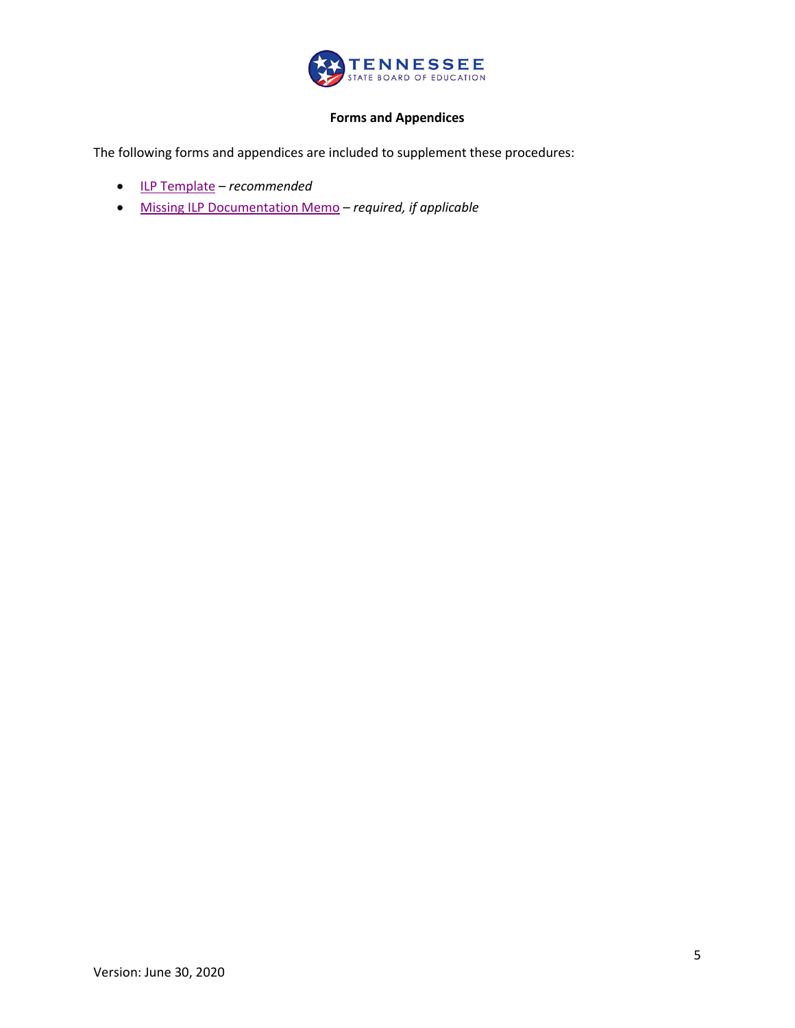## Forms and Appendices

The following forms and appendices are included to supplement these procedures:

- ILP Template – *recommended*
- Missing ILP Documentation Memo – *required, if applicable*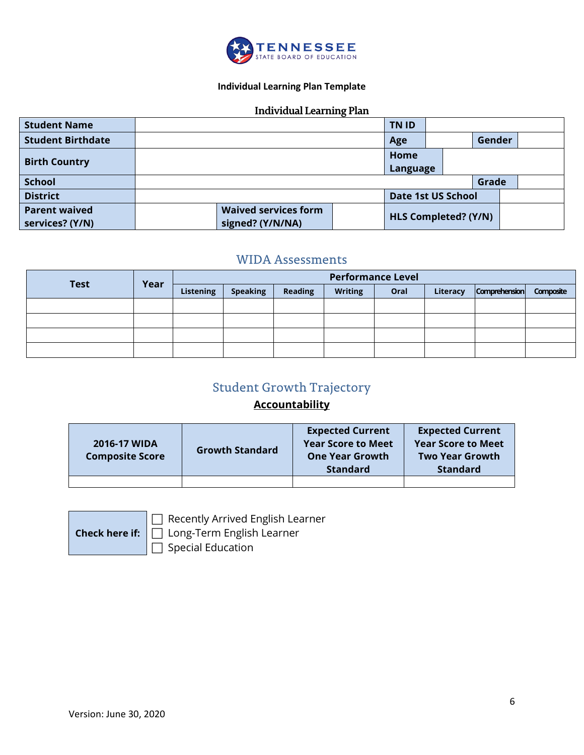**Individual Learning Plan Template**

## Individual Learning Plan

| Student Name | | | | TN ID | | | |
|---|---|---|---|---|---|---|---|
| Student Birthdate | | | | Age | | Gender | |
| Birth Country | | | | Home Language | | | |
| School | | | | | | Grade | |
| District | | | | Date 1st US School | | | |
| Parent waived services? (Y/N) | | Waived services form signed? (Y/N/NA) | | HLS Completed? (Y/N) | | | |

## WIDA Assessments

| Test | Year | Performance Level | | | | | | | |
|---|---|---|---|---|---|---|---|---|---|
| | | Listening | Speaking | Reading | Writing | Oral | Literacy | Comprehension | Composite |
| | | | | | | | | | |
| | | | | | | | | | |
| | | | | | | | | | |
| | | | | | | | | | |

## Student Growth Trajectory

**Accountability**

| 2016-17 WIDA Composite Score | Growth Standard | Expected Current Year Score to Meet One Year Growth Standard | Expected Current Year Score to Meet Two Year Growth Standard |
|---|---|---|---|
| | | | |

**Check here if:**

- ☐ Recently Arrived English Learner
- ☐ Long-Term English Learner
- ☐ Special Education

Version: June 30, 2020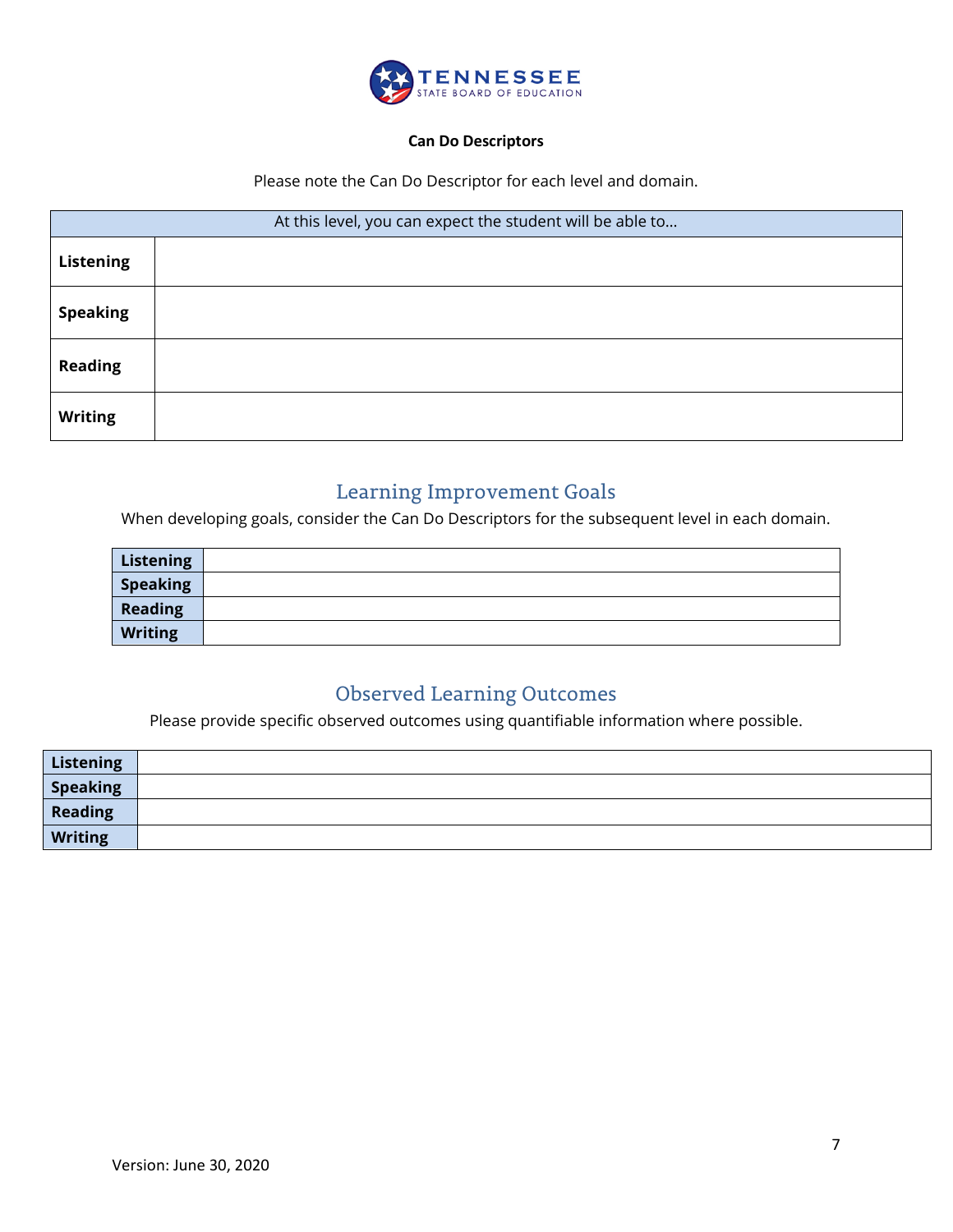**Can Do Descriptors**

Please note the Can Do Descriptor for each level and domain.

| At this level, you can expect the student will be able to… | |
|---|---|
| **Listening** | |
| **Speaking** | |
| **Reading** | |
| **Writing** | |

## Learning Improvement Goals

When developing goals, consider the Can Do Descriptors for the subsequent level in each domain.

| | |
|---|---|
| **Listening** | |
| **Speaking** | |
| **Reading** | |
| **Writing** | |

## Observed Learning Outcomes

Please provide specific observed outcomes using quantifiable information where possible.

| | |
|---|---|
| **Listening** | |
| **Speaking** | |
| **Reading** | |
| **Writing** | |

Version: June 30, 2020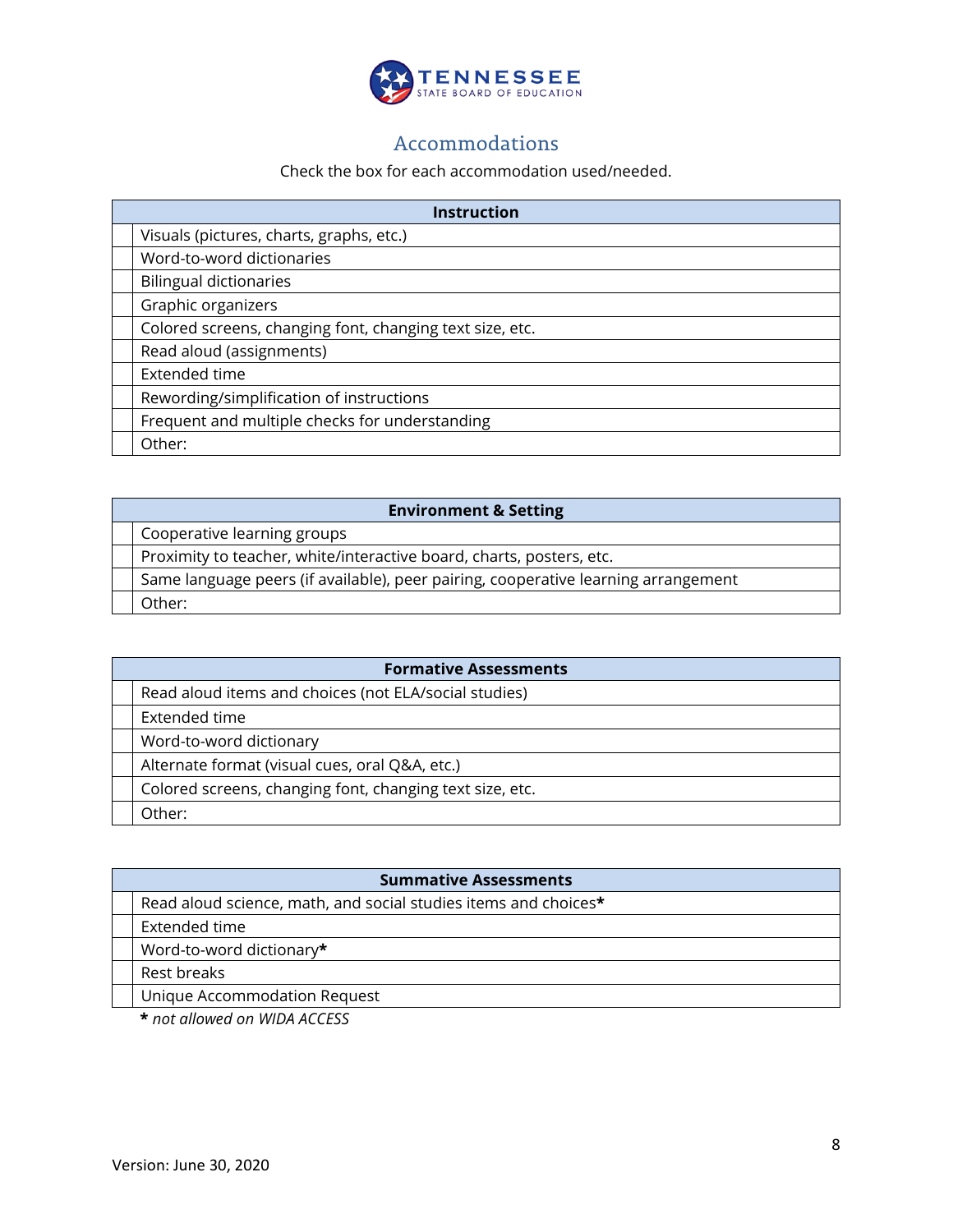## Accommodations

Check the box for each accommodation used/needed.

| | Instruction |
|---|---|
| | Visuals (pictures, charts, graphs, etc.) |
| | Word-to-word dictionaries |
| | Bilingual dictionaries |
| | Graphic organizers |
| | Colored screens, changing font, changing text size, etc. |
| | Read aloud (assignments) |
| | Extended time |
| | Rewording/simplification of instructions |
| | Frequent and multiple checks for understanding |
| | Other: |

| | Environment & Setting |
|---|---|
| | Cooperative learning groups |
| | Proximity to teacher, white/interactive board, charts, posters, etc. |
| | Same language peers (if available), peer pairing, cooperative learning arrangement |
| | Other: |

| | Formative Assessments |
|---|---|
| | Read aloud items and choices (not ELA/social studies) |
| | Extended time |
| | Word-to-word dictionary |
| | Alternate format (visual cues, oral Q&A, etc.) |
| | Colored screens, changing font, changing text size, etc. |
| | Other: |

| | Summative Assessments |
|---|---|
| | Read aloud science, math, and social studies items and choices**\*** |
| | Extended time |
| | Word-to-word dictionary**\*** |
| | Rest breaks |
| | Unique Accommodation Request |

**\*** *not allowed on WIDA ACCESS*

Version: June 30, 2020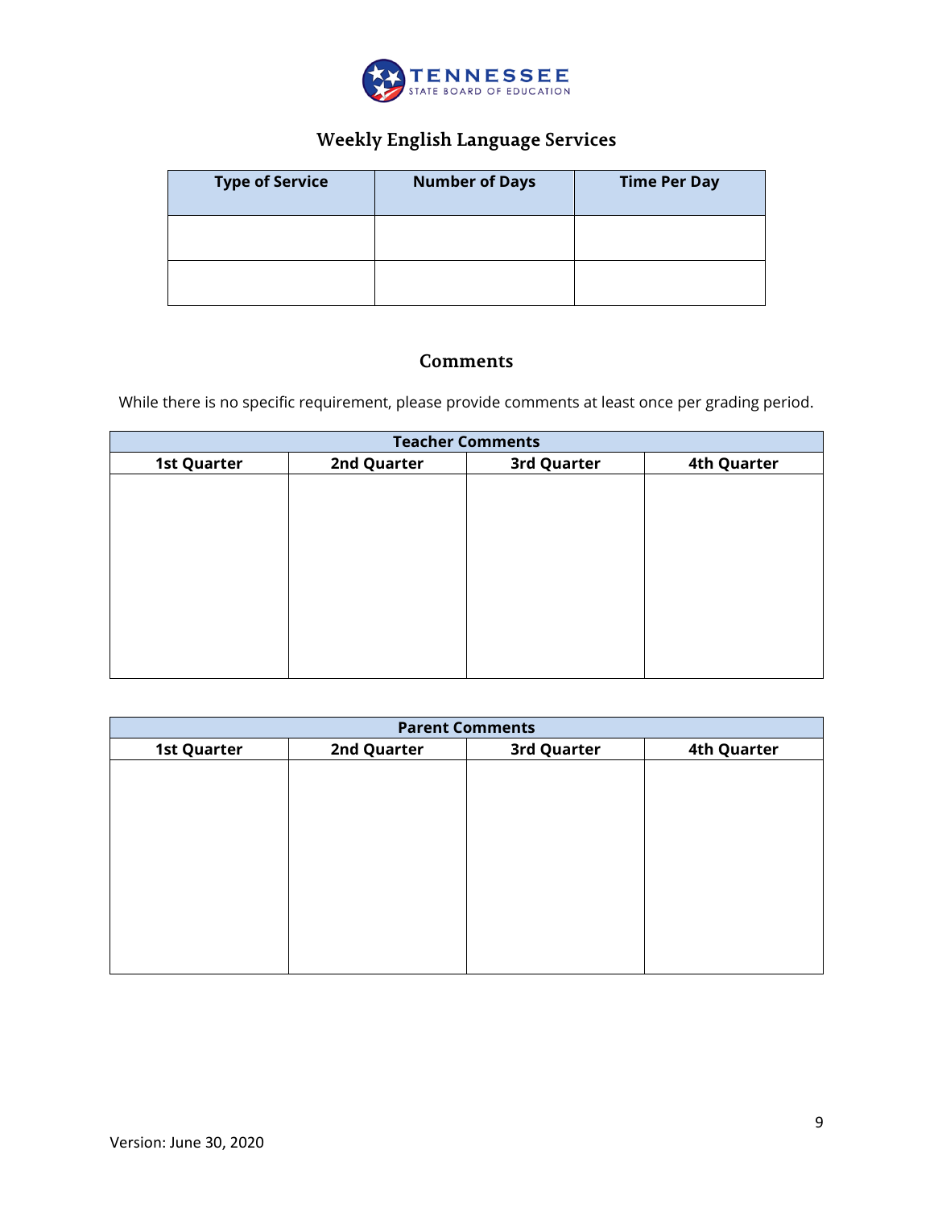## Weekly English Language Services

| Type of Service | Number of Days | Time Per Day |
|---|---|---|
| | | |
| | | |

## Comments

While there is no specific requirement, please provide comments at least once per grading period.

| Teacher Comments | | | |
|---|---|---|---|
| 1st Quarter | 2nd Quarter | 3rd Quarter | 4th Quarter |
| | | | |

| Parent Comments | | | |
|---|---|---|---|
| 1st Quarter | 2nd Quarter | 3rd Quarter | 4th Quarter |
| | | | |

Version: June 30, 2020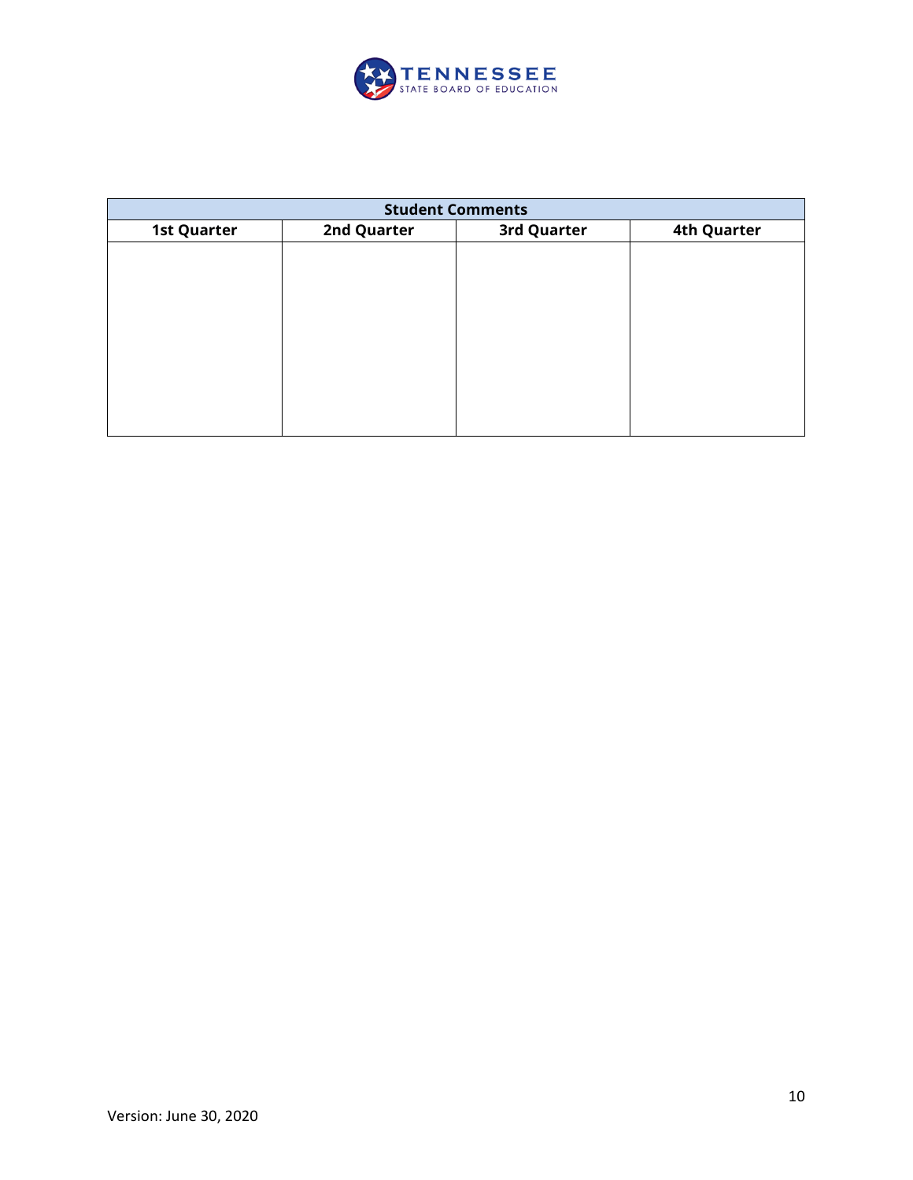| Student Comments | | | |
|---|---|---|---|
| **1st Quarter** | **2nd Quarter** | **3rd Quarter** | **4th Quarter** |
| | | | |

Version: June 30, 2020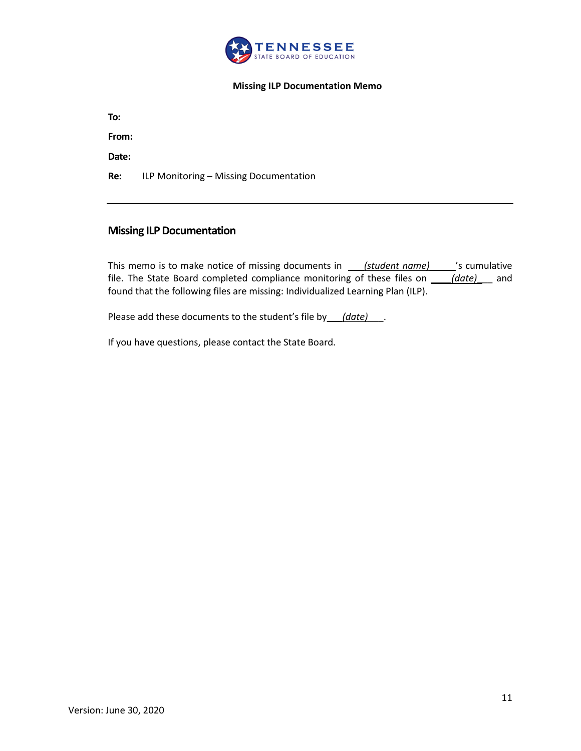**Missing ILP Documentation Memo**

**To:**

**From:**

**Date:**

**Re:** ILP Monitoring – Missing Documentation

---

## Missing ILP Documentation

This memo is to make notice of missing documents in ___*(student name)*_____'s cumulative file. The State Board completed compliance monitoring of these files on ____*(date)*___ and found that the following files are missing: Individualized Learning Plan (ILP).

Please add these documents to the student's file by___*(date)*___.

If you have questions, please contact the State Board.

Version: June 30, 2020